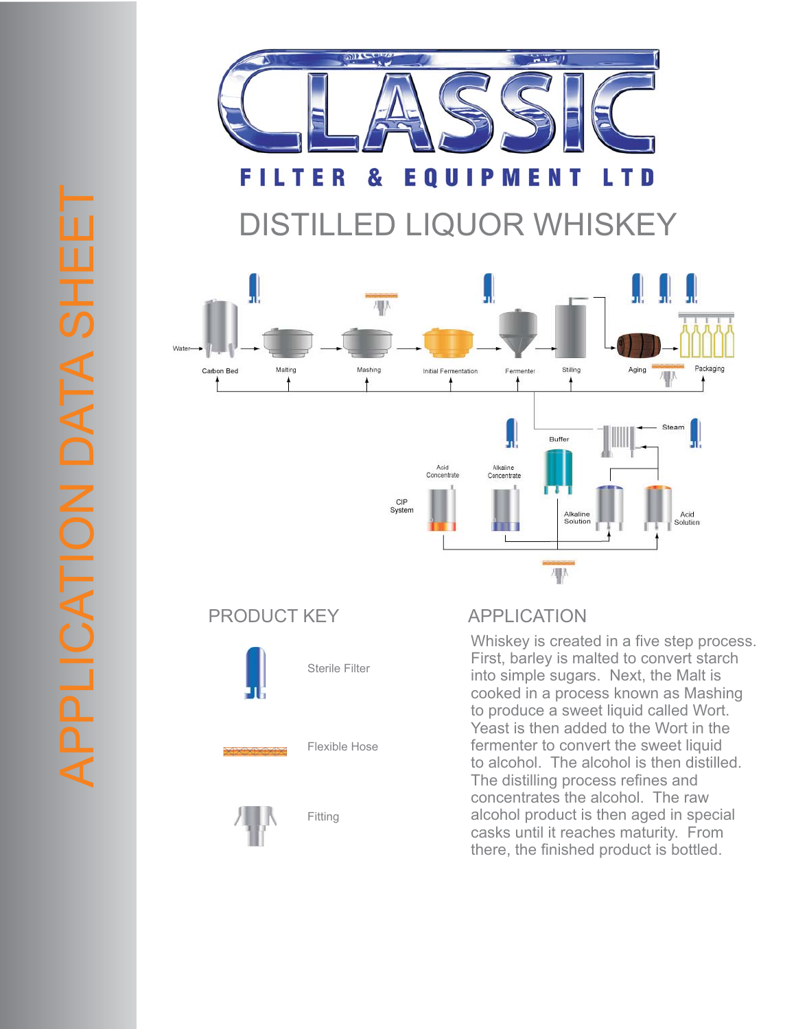# APPLICATION DATA SHEET

# CLASSIC FILTER & EQUIPMENT LTD

## DISTILLED LIQUOR WHISKEY

Water

Carbon Bed

Malting

Mashing

Initial Fermentation

Fermenter

Stilling

Aging

Packaging

Buffer

Steam

Acid Concentrate

Alkaline Concentrate

CIP System

Alkaline Solution

Acid Solution

## PRODUCT KEY

Sterile Filter

Flexible Hose

Fitting

## APPLICATION

Whiskey is created in a five step process. First, barley is malted to convert starch into simple sugars. Next, the Malt is cooked in a process known as Mashing to produce a sweet liquid called Wort. Yeast is then added to the Wort in the fermenter to convert the sweet liquid to alcohol. The alcohol is then distilled. The distilling process refines and concentrates the alcohol. The raw alcohol product is then aged in special casks until it reaches maturity. From there, the finished product is bottled.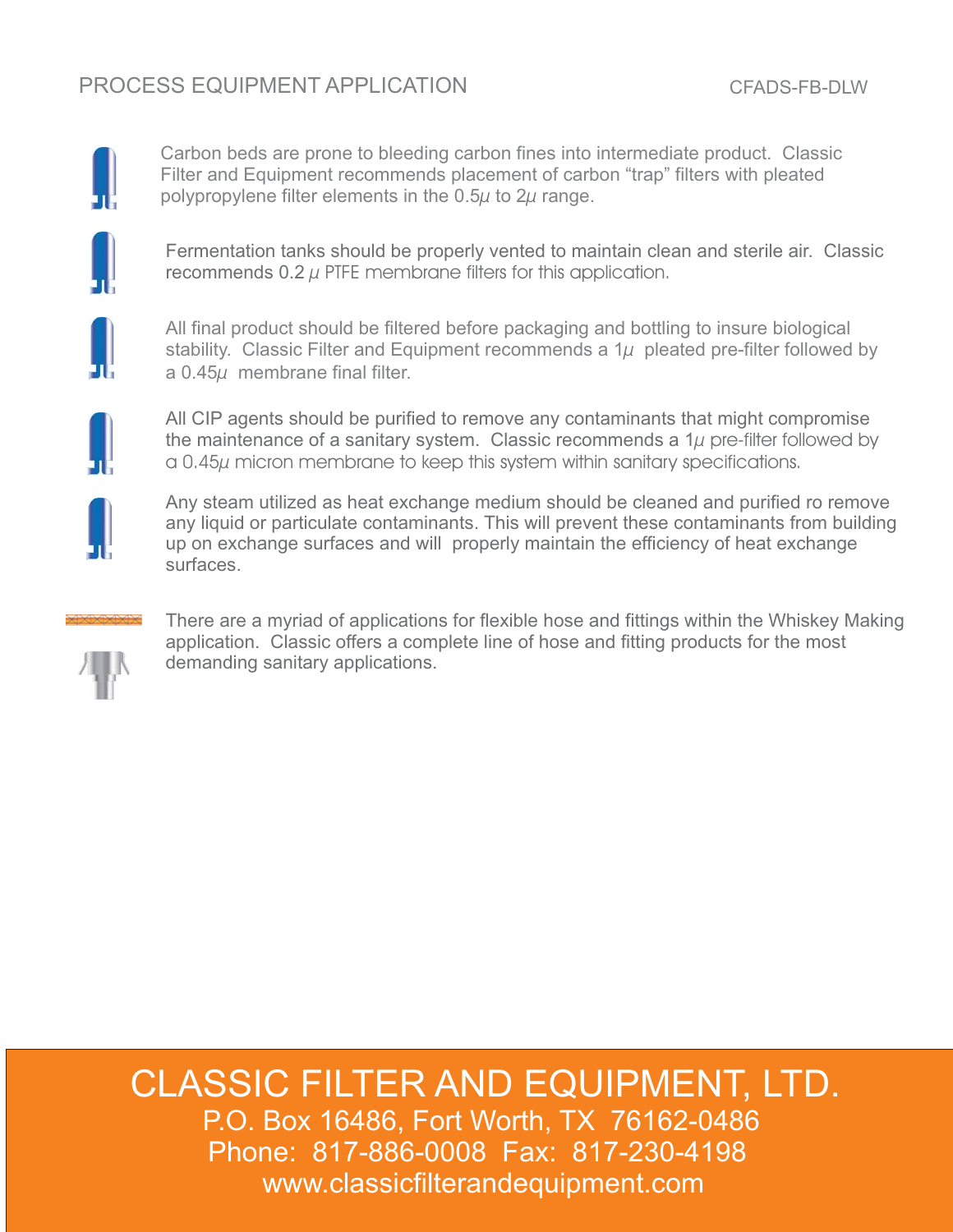## PROCESS EQUIPMENT APPLICATION

CFADS-FB-DLW

Carbon beds are prone to bleeding carbon fines into intermediate product. Classic Filter and Equipment recommends placement of carbon "trap" filters with pleated polypropylene filter elements in the 0.5$\mu$ to 2$\mu$ range.

Fermentation tanks should be properly vented to maintain clean and sterile air. Classic recommends 0.2 $\mu$ PTFE membrane filters for this application.

All final product should be filtered before packaging and bottling to insure biological stability. Classic Filter and Equipment recommends a 1$\mu$ pleated pre-filter followed by a 0.45$\mu$ membrane final filter.

All CIP agents should be purified to remove any contaminants that might compromise the maintenance of a sanitary system. Classic recommends a 1$\mu$ pre-filter followed by a 0.45$\mu$ micron membrane to keep this system within sanitary specifications.

Any steam utilized as heat exchange medium should be cleaned and purified ro remove any liquid or particulate contaminants. This will prevent these contaminants from building up on exchange surfaces and will properly maintain the efficiency of heat exchange surfaces.

There are a myriad of applications for flexible hose and fittings within the Whiskey Making application. Classic offers a complete line of hose and fitting products for the most demanding sanitary applications.

**CLASSIC FILTER AND EQUIPMENT, LTD.**
P.O. Box 16486, Fort Worth, TX 76162-0486
Phone: 817-886-0008 Fax: 817-230-4198
www.classicfilterandequipment.com